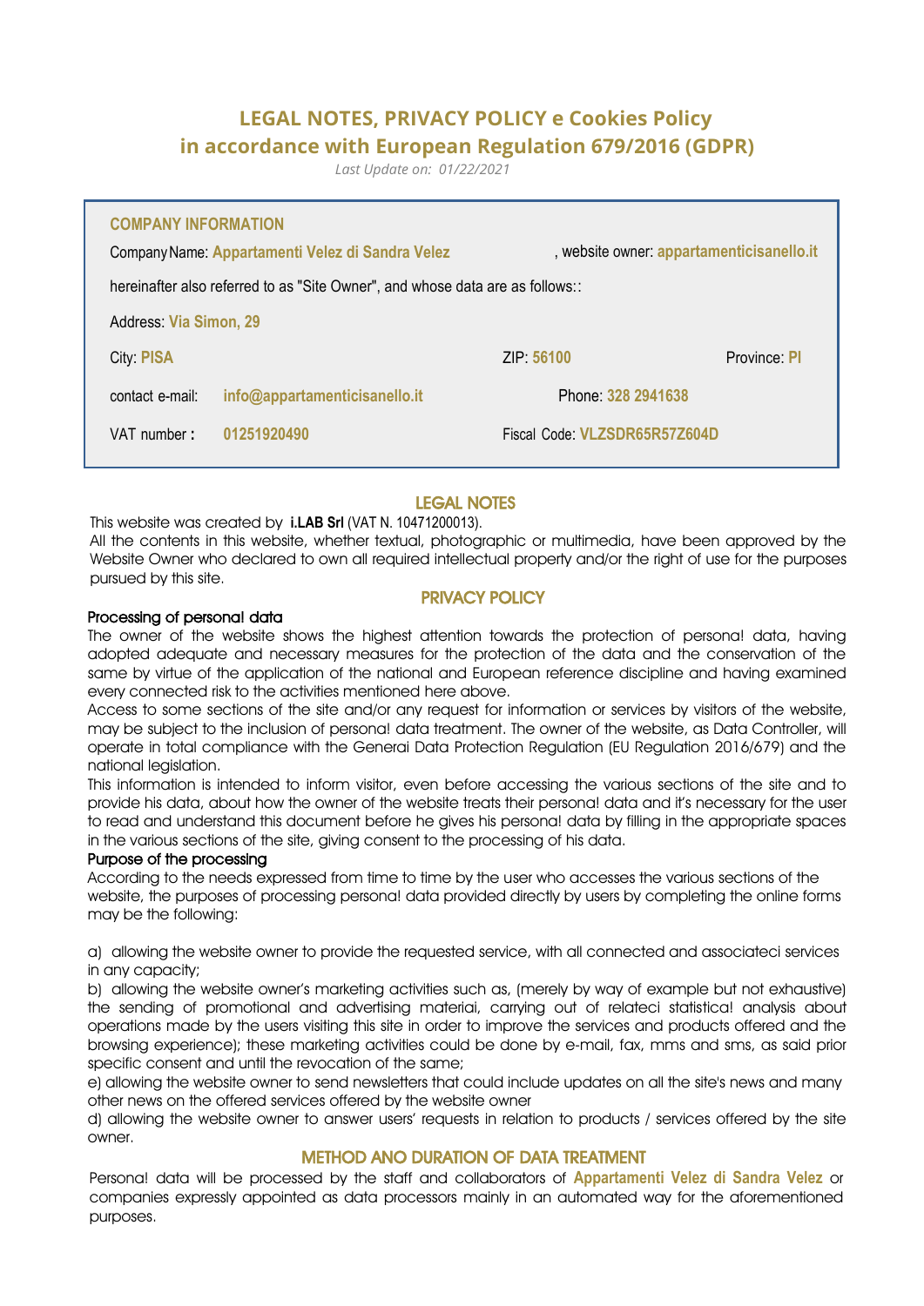# LEGAL NOTES, PRIVACY POLICY e Cookies Policy
# in accordance with European Regulation 679/2016 (GDPR)

*Last Update on: 01/22/2021*

**COMPANY INFORMATION**

Company Name: **Appartamenti Velez di Sandra Velez** , website owner: **appartamenticisanello.it**

hereinafter also referred to as "Site Owner", and whose data are as follows::

Address: **Via Simon, 29**

City: **PISA** ZIP: **56100** Province: **PI**

contact e-mail: **info@appartamenticisanello.it** Phone: **328 2941638**

VAT number : **01251920490** Fiscal Code: **VLZSDR65R57Z604D**

## LEGAL NOTES

This website was created by **i.LAB Srl** (VAT N. 10471200013).
All the contents in this website, whether textual, photographic or multimedia, have been approved by the Website Owner who declared to own all required intellectual property and/or the right of use for the purposes pursued by this site.

## PRIVACY POLICY

### Processing of personal data

The owner of the website shows the highest attention towards the protection of persona! data, having adopted adequate and necessary measures for the protection of the data and the conservation of the same by virtue of the application of the national and European reference discipline and having examined every connected risk to the activities mentioned here above.
Access to some sections of the site and/or any request for information or services by visitors of the website, may be subject to the inclusion of persona! data treatment. The owner of the website, as Data Controller, will operate in total compliance with the Generai Data Protection Regulation (EU Regulation 2016/679) and the national legislation.
This information is intended to inform visitor, even before accessing the various sections of the site and to provide his data, about how the owner of the website treats their persona! data and it's necessary for the user to read and understand this document before he gives his persona! data by filling in the appropriate spaces in the various sections of the site, giving consent to the processing of his data.

### Purpose of the processing

According to the needs expressed from time to time by the user who accesses the various sections of the website, the purposes of processing persona! data provided directly by users by completing the online forms may be the following:

a) allowing the website owner to provide the requested service, with all connected and associateci services in any capacity;
b) allowing the website owner's marketing activities such as, (merely by way of example but not exhaustive) the sending of promotional and advertising materiai, carrying out of relateci statistica! analysis about operations made by the users visiting this site in order to improve the services and products offered and the browsing experience); these marketing activities could be done by e-mail, fax, mms and sms, as said prior specific consent and until the revocation of the same;
e) allowing the website owner to send newsletters that could include updates on all the site's news and many other news on the offered services offered by the website owner
d) allowing the website owner to answer users' requests in relation to products / services offered by the site owner.

## METHOD ANO DURATION OF DATA TREATMENT

Persona! data will be processed by the staff and collaborators of **Appartamenti Velez di Sandra Velez** or companies expressly appointed as data processors mainly in an automated way for the aforementioned purposes.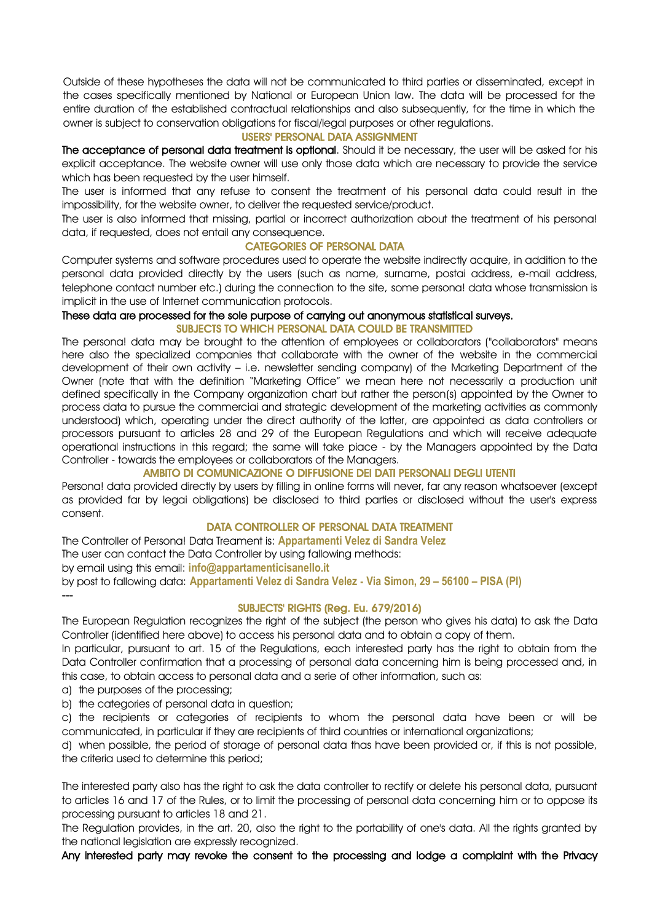Outside of these hypotheses the data will not be communicated to third parties or disseminated, except in the cases specifically mentioned by National or European Union law. The data will be processed for the entire duration of the established contractual relationships and also subsequently, for the time in which the owner is subject to conservation obligations for fiscal/legal purposes or other regulations.

## USERS' PERSONAL DATA ASSIGNMENT

**The acceptance of personal data treatment is optional**. Should it be necessary, the user will be asked for his explicit acceptance. The website owner will use only those data which are necessary to provide the service which has been requested by the user himself.

The user is informed that any refuse to consent the treatment of his personal data could result in the impossibility, for the website owner, to deliver the requested service/product.

The user is also informed that missing, partial or incorrect authorization about the treatment of his personal data, if requested, does not entail any consequence.

## CATEGORIES OF PERSONAL DATA

Computer systems and software procedures used to operate the website indirectly acquire, in addition to the personal data provided directly by the users (such as name, surname, postal address, e-mail address, telephone contact number etc.) during the connection to the site, some personal data whose transmission is implicit in the use of Internet communication protocols.

**These data are processed for the sole purpose of carrying out anonymous statistical surveys.**

## SUBJECTS TO WHICH PERSONAL DATA COULD BE TRANSMITTED

The personal data may be brought to the attention of employees or collaborators ("collaborators" means here also the specialized companies that collaborate with the owner of the website in the commercial development of their own activity – i.e. newsletter sending company) of the Marketing Department of the Owner (note that with the definition "Marketing Office" we mean here not necessarily a production unit defined specifically in the Company organization chart but rather the person(s) appointed by the Owner to process data to pursue the commercial and strategic development of the marketing activities as commonly understood) which, operating under the direct authority of the latter, are appointed as data controllers or processors pursuant to articles 28 and 29 of the European Regulations and which will receive adequate operational instructions in this regard; the same will take place - by the Managers appointed by the Data Controller - towards the employees or collaborators of the Managers.

## AMBITO DI COMUNICAZIONE O DIFFUSIONE DEI DATI PERSONALI DEGLI UTENTI

Personal data provided directly by users by filling in online forms will never, for any reason whatsoever (except as provided for by legal obligations) be disclosed to third parties or disclosed without the user's express consent.

## DATA CONTROLLER OF PERSONAL DATA TREATMENT

The Controller of Personal Data Treament is: **Appartamenti Velez di Sandra Velez**

The user can contact the Data Controller by using following methods:

by email using this email: **info@appartamenticisanello.it**

by post to following data: **Appartamenti Velez di Sandra Velez - Via Simon, 29 – 56100 – PISA (PI)**

---

## SUBJECTS' RIGHTS (Reg. Eu. 679/2016)

The European Regulation recognizes the right of the subject (the person who gives his data) to ask the Data Controller (identified here above) to access his personal data and to obtain a copy of them.

In particular, pursuant to art. 15 of the Regulations, each interested party has the right to obtain from the Data Controller confirmation that a processing of personal data concerning him is being processed and, in this case, to obtain access to personal data and a serie of other information, such as:

a) the purposes of the processing;

b) the categories of personal data in question;

c) the recipients or categories of recipients to whom the personal data have been or will be communicated, in particular if they are recipients of third countries or international organizations;

d) when possible, the period of storage of personal data thas have been provided or, if this is not possible, the criteria used to determine this period;

The interested party also has the right to ask the data controller to rectify or delete his personal data, pursuant to articles 16 and 17 of the Rules, or to limit the processing of personal data concerning him or to oppose its processing pursuant to articles 18 and 21.

The Regulation provides, in the art. 20, also the right to the portability of one's data. All the rights granted by the national legislation are expressly recognized.

**Any interested party may revoke the consent to the processing and lodge a complaint with the Privacy**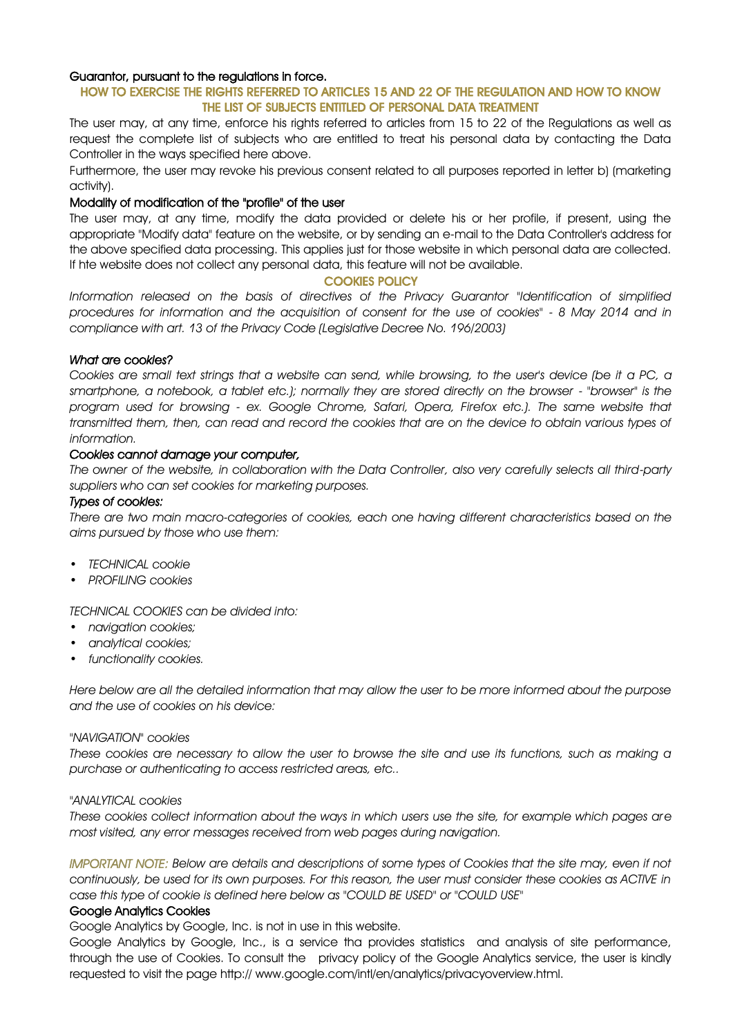**Guarantor, pursuant to the regulations in force.**

## HOW TO EXERCISE THE RIGHTS REFERRED TO ARTICLES 15 AND 22 OF THE REGULATION AND HOW TO KNOW THE LIST OF SUBJECTS ENTITLED OF PERSONAL DATA TREATMENT

The user may, at any time, enforce his rights referred to articles from 15 to 22 of the Regulations as well as request the complete list of subjects who are entitled to treat his personal data by contacting the Data Controller in the ways specified here above.

Furthermore, the user may revoke his previous consent related to all purposes reported in letter b) (marketing activity).

**Modality of modification of the "profile" of the user**

The user may, at any time, modify the data provided or delete his or her profile, if present, using the appropriate "Modify data" feature on the website, or by sending an e-mail to the Data Controller's address for the above specified data processing. This applies just for those website in which personal data are collected. If hte website does not collect any personal data, this feature will not be available.

## COOKIES POLICY

*Information released on the basis of directives of the Privacy Guarantor "Identification of simplified procedures for information and the acquisition of consent for the use of cookies" - 8 May 2014 and in compliance with art. 13 of the Privacy Code (Legislative Decree No. 196/2003)*

***What are cookies?***

*Cookies are small text strings that a website can send, while browsing, to the user's device (be it a PC, a smartphone, a notebook, a tablet etc.); normally they are stored directly on the browser - "browser" is the program used for browsing - ex. Google Chrome, Safari, Opera, Firefox etc.). The same website that transmitted them, then, can read and record the cookies that are on the device to obtain various types of information.*

***Cookies cannot damage your computer,***

*The owner of the website, in collaboration with the Data Controller, also very carefully selects all third-party suppliers who can set cookies for marketing purposes.*

***Types of cookies:***

*There are two main macro-categories of cookies, each one having different characteristics based on the aims pursued by those who use them:*

- *TECHNICAL cookie*
- *PROFILING cookies*

*TECHNICAL COOKIES can be divided into:*

- *navigation cookies;*
- *analytical cookies;*
- *functionality cookies.*

*Here below are all the detailed information that may allow the user to be more informed about the purpose and the use of cookies on his device:*

*"NAVIGATION" cookies*

*These cookies are necessary to allow the user to browse the site and use its functions, such as making a purchase or authenticating to access restricted areas, etc..*

*"ANALYTICAL cookies*

*These cookies collect information about the ways in which users use the site, for example which pages are most visited, any error messages received from web pages during navigation.*

*IMPORTANT NOTE: Below are details and descriptions of some types of Cookies that the site may, even if not continuously, be used for its own purposes. For this reason, the user must consider these cookies as ACTIVE in case this type of cookie is defined here below as "COULD BE USED" or "COULD USE"*

**Google Analytics Cookies**

Google Analytics by Google, Inc. is not in use in this website.

Google Analytics by Google, Inc., is a service tha provides statistics and analysis of site performance, through the use of Cookies. To consult the privacy policy of the Google Analytics service, the user is kindly requested to visit the page http:// www.google.com/intl/en/analytics/privacyoverview.html.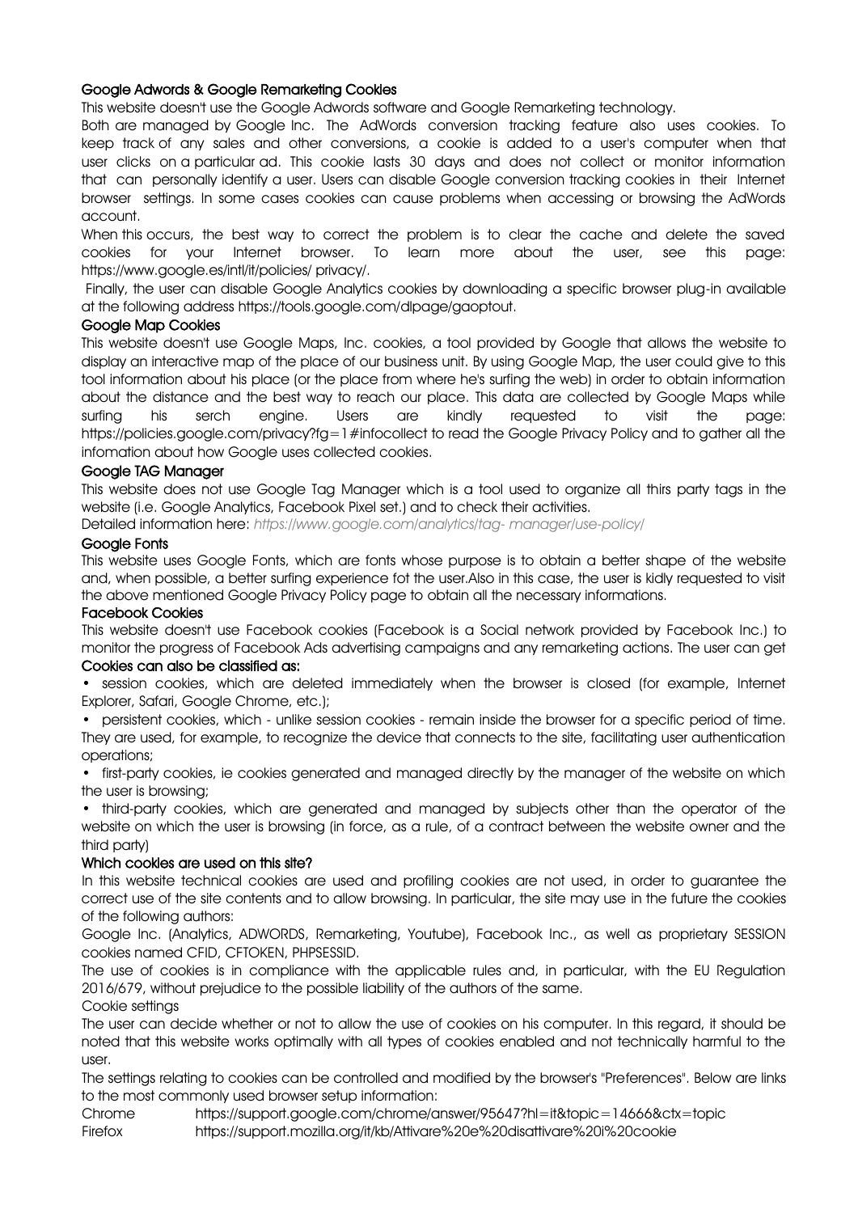### Google Adwords & Google Remarketing Cookies

This website doesn't use the Google Adwords software and Google Remarketing technology.

Both are managed by Google Inc. The AdWords conversion tracking feature also uses cookies. To keep track of any sales and other conversions, a cookie is added to a user's computer when that user clicks on a particular ad. This cookie lasts 30 days and does not collect or monitor information that can personally identify a user. Users can disable Google conversion tracking cookies in their Internet browser settings. In some cases cookies can cause problems when accessing or browsing the AdWords account.

When this occurs, the best way to correct the problem is to clear the cache and delete the saved cookies for your Internet browser. To learn more about the user, see this page: https://www.google.es/intl/it/policies/ privacy/.

Finally, the user can disable Google Analytics cookies by downloading a specific browser plug-in available at the following address https://tools.google.com/dlpage/gaoptout.

### Google Map Cookies

This website doesn't use Google Maps, Inc. cookies, a tool provided by Google that allows the website to display an interactive map of the place of our business unit. By using Google Map, the user could give to this tool information about his place (or the place from where he's surfing the web) in order to obtain information about the distance and the best way to reach our place. This data are collected by Google Maps while surfing his serch engine. Users are kindly requested to visit the page: https://policies.google.com/privacy?fg=1#infocollect to read the Google Privacy Policy and to gather all the infomation about how Google uses collected cookies.

### Google TAG Manager

This website does not use Google Tag Manager which is a tool used to organize all thirs party tags in the website (i.e. Google Analytics, Facebook Pixel set.) and to check their activities.

Detailed information here: *https://www.google.com/analytics/tag- manager/use-policy/*

### Google Fonts

This website uses Google Fonts, which are fonts whose purpose is to obtain a better shape of the website and, when possible, a better surfing experience fot the user.Also in this case, the user is kidly requested to visit the above mentioned Google Privacy Policy page to obtain all the necessary informations.

### Facebook Cookies

This website doesn't use Facebook cookies (Facebook is a Social network provided by Facebook Inc.) to monitor the progress of Facebook Ads advertising campaigns and any remarketing actions. The user can get

### Cookies can also be classified as:

- session cookies, which are deleted immediately when the browser is closed (for example, Internet Explorer, Safari, Google Chrome, etc.);
- persistent cookies, which - unlike session cookies - remain inside the browser for a specific period of time. They are used, for example, to recognize the device that connects to the site, facilitating user authentication operations;
- first-party cookies, ie cookies generated and managed directly by the manager of the website on which the user is browsing;
- third-party cookies, which are generated and managed by subjects other than the operator of the website on which the user is browsing (in force, as a rule, of a contract between the website owner and the third party)

### Which cookies are used on this site?

In this website technical cookies are used and profiling cookies are not used, in order to guarantee the correct use of the site contents and to allow browsing. In particular, the site may use in the future the cookies of the following authors:

Google Inc. (Analytics, ADWORDS, Remarketing, Youtube), Facebook Inc., as well as proprietary SESSION cookies named CFID, CFTOKEN, PHPSESSID.

The use of cookies is in compliance with the applicable rules and, in particular, with the EU Regulation 2016/679, without prejudice to the possible liability of the authors of the same.

Cookie settings

The user can decide whether or not to allow the use of cookies on his computer. In this regard, it should be noted that this website works optimally with all types of cookies enabled and not technically harmful to the user.

The settings relating to cookies can be controlled and modified by the browser's "Preferences". Below are links to the most commonly used browser setup information:

Chrome https://support.google.com/chrome/answer/95647?hl=it&topic=14666&ctx=topic

Firefox https://support.mozilla.org/it/kb/Attivare%20e%20disattivare%20i%20cookie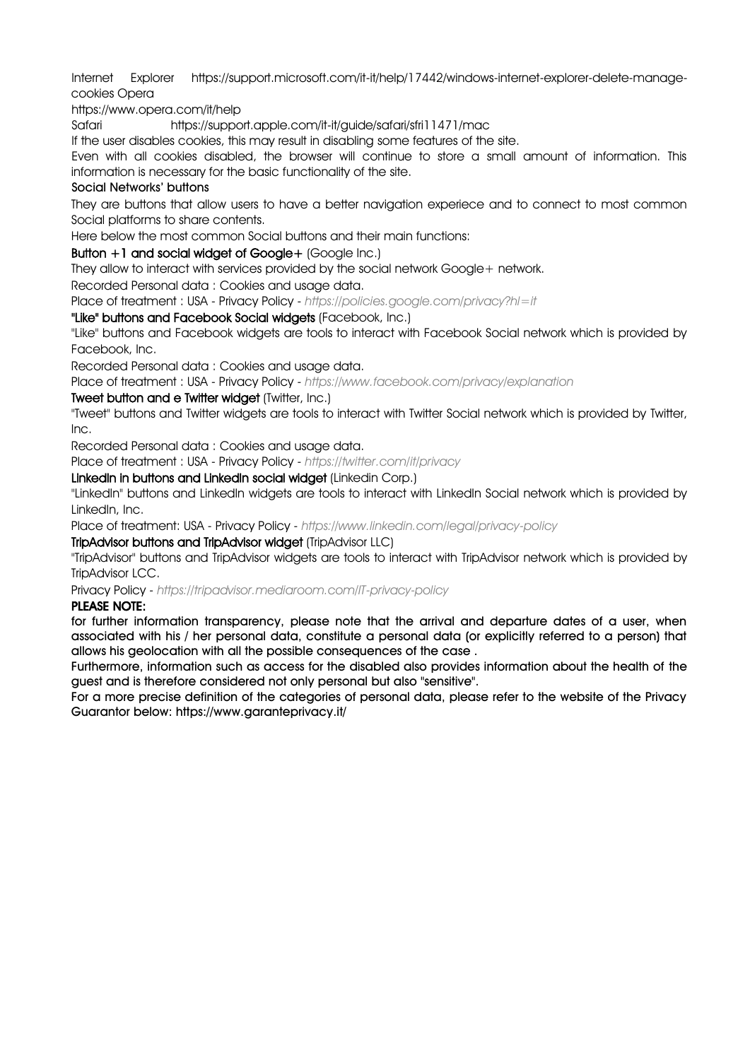Internet Explorer https://support.microsoft.com/it-it/help/17442/windows-internet-explorer-delete-manage-cookies Opera

https://www.opera.com/it/help

Safari https://support.apple.com/it-it/guide/safari/sfri11471/mac

If the user disables cookies, this may result in disabling some features of the site.

Even with all cookies disabled, the browser will continue to store a small amount of information. This information is necessary for the basic functionality of the site.

**Social Networks' buttons**

They are buttons that allow users to have a better navigation experiece and to connect to most common Social platforms to share contents.

Here below the most common Social buttons and their main functions:

**Button +1 and social widget of Google+** (Google Inc.)

They allow to interact with services provided by the social network Google+ network.

Recorded Personal data : Cookies and usage data.

Place of treatment : USA - Privacy Policy - *https://policies.google.com/privacy?hl=it*

**"Like" buttons and Facebook Social widgets** (Facebook, Inc.)

"Like" buttons and Facebook widgets are tools to interact with Facebook Social network which is provided by Facebook, Inc.

Recorded Personal data : Cookies and usage data.

Place of treatment : USA - Privacy Policy - *https://www.facebook.com/privacy/explanation*

**Tweet button and e Twitter widget** (Twitter, Inc.)

"Tweet" buttons and Twitter widgets are tools to interact with Twitter Social network which is provided by Twitter, Inc.

Recorded Personal data : Cookies and usage data.

Place of treatment : USA - Privacy Policy - *https://twitter.com/it/privacy*

**LinkedIn in buttons and LinkedIn social widget** (Linkedin Corp.)

"LinkedIn" buttons and LinkedIn widgets are tools to interact with LinkedIn Social network which is provided by LinkedIn, Inc.

Place of treatment: USA - Privacy Policy - *https://www.linkedin.com/legal/privacy-policy*

**TripAdvisor buttons and TripAdvisor widget** (TripAdvisor LLC)

"TripAdvisor" buttons and TripAdvisor widgets are tools to interact with TripAdvisor network which is provided by TripAdvisor LCC.

Privacy Policy - *https://tripadvisor.mediaroom.com/IT-privacy-policy*

**PLEASE NOTE:**

**for further information transparency, please note that the arrival and departure dates of a user, when associated with his / her personal data, constitute a personal data (or explicitly referred to a person) that allows his geolocation with all the possible consequences of the case .**

**Furthermore, information such as access for the disabled also provides information about the health of the guest and is therefore considered not only personal but also "sensitive".**

**For a more precise definition of the categories of personal data, please refer to the website of the Privacy Guarantor below: https://www.garanteprivacy.it/**